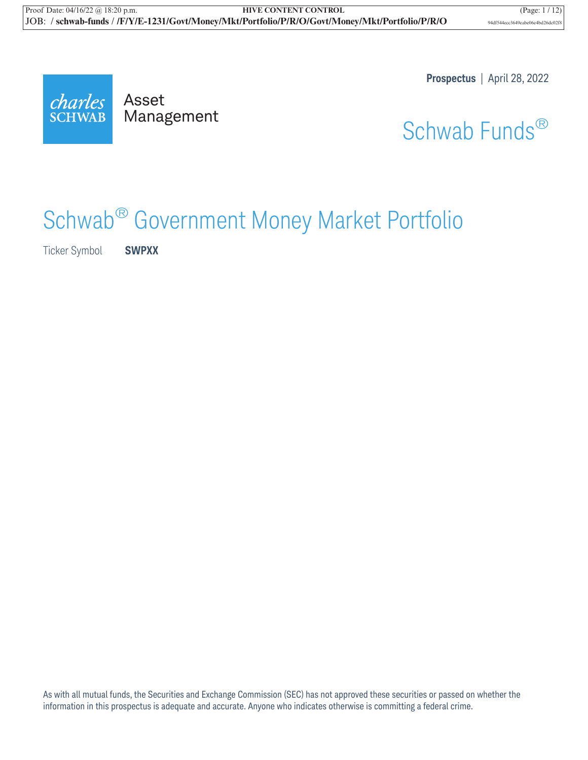charles SCHWAB

Asset Management

**Prospectus** | April 28, 2022

Schwab Funds®

# Schwab® Government Money Market Portfolio

Ticker Symbol **SWPXX**

As with all mutual funds, the Securities and Exchange Commission (SEC) has not approved these securities or passed on whether the information in this prospectus is adequate and accurate. Anyone who indicates otherwise is committing a federal crime.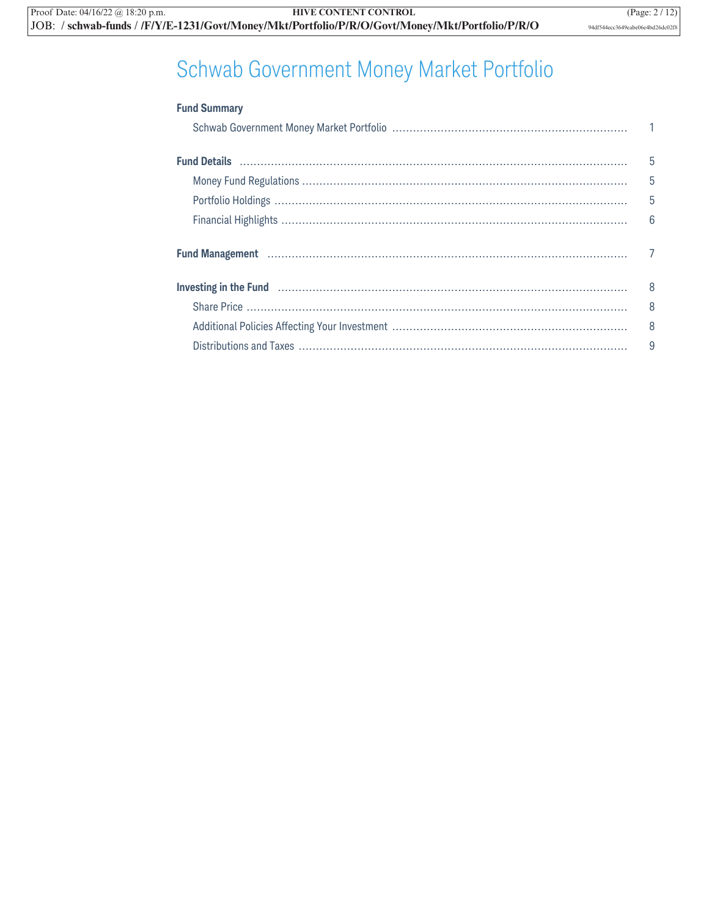# Schwab Government Money Market Portfolio

| | |
|---|---|
| **Fund Summary** | |
| Schwab Government Money Market Portfolio | 1 |
| **Fund Details** | 5 |
| Money Fund Regulations | 5 |
| Portfolio Holdings | 5 |
| Financial Highlights | 6 |
| **Fund Management** | 7 |
| **Investing in the Fund** | 8 |
| Share Price | 8 |
| Additional Policies Affecting Your Investment | 8 |
| Distributions and Taxes | 9 |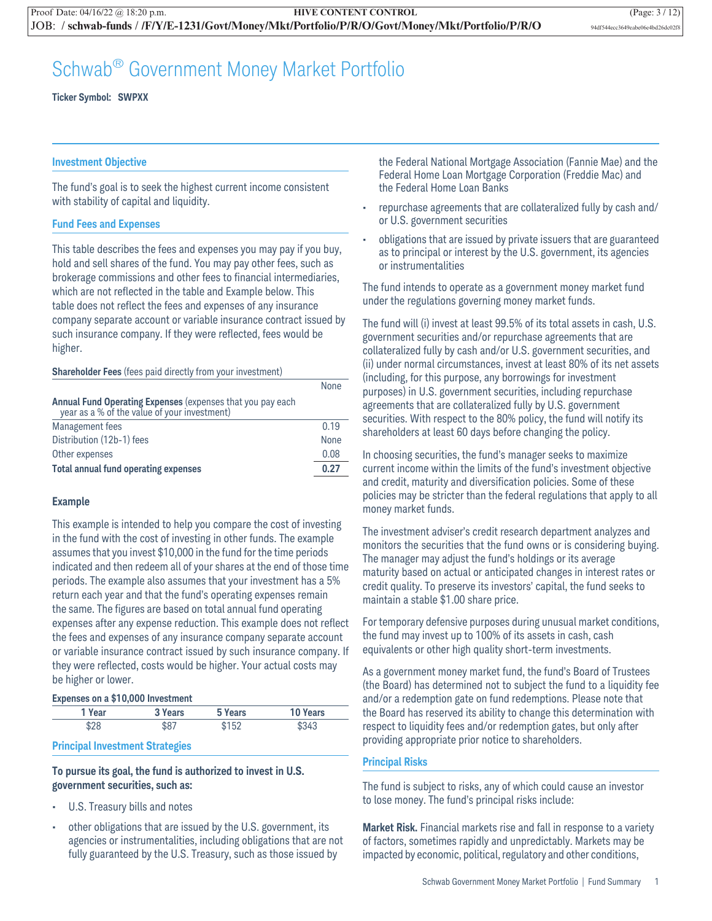# Schwab® Government Money Market Portfolio

**Ticker Symbol: SWPXX**

## Investment Objective

The fund's goal is to seek the highest current income consistent with stability of capital and liquidity.

## Fund Fees and Expenses

This table describes the fees and expenses you may pay if you buy, hold and sell shares of the fund. You may pay other fees, such as brokerage commissions and other fees to financial intermediaries, which are not reflected in the table and Example below. This table does not reflect the fees and expenses of any insurance company separate account or variable insurance contract issued by such insurance company. If they were reflected, fees would be higher.

| **Shareholder Fees** (fees paid directly from your investment) | |
|---|---|
| | None |
| **Annual Fund Operating Expenses** (expenses that you pay each year as a % of the value of your investment) | |
| Management fees | 0.19 |
| Distribution (12b-1) fees | None |
| Other expenses | 0.08 |
| **Total annual fund operating expenses** | **0.27** |

### Example

This example is intended to help you compare the cost of investing in the fund with the cost of investing in other funds. The example assumes that you invest $10,000 in the fund for the time periods indicated and then redeem all of your shares at the end of those time periods. The example also assumes that your investment has a 5% return each year and that the fund's operating expenses remain the same. The figures are based on total annual fund operating expenses after any expense reduction. This example does not reflect the fees and expenses of any insurance company separate account or variable insurance contract issued by such insurance company. If they were reflected, costs would be higher. Your actual costs may be higher or lower.

**Expenses on a $10,000 Investment**

| 1 Year | 3 Years | 5 Years | 10 Years |
|---|---|---|---|
| $28 | $87 | $152 | $343 |

## Principal Investment Strategies

**To pursue its goal, the fund is authorized to invest in U.S. government securities, such as:**

- U.S. Treasury bills and notes
- other obligations that are issued by the U.S. government, its agencies or instrumentalities, including obligations that are not fully guaranteed by the U.S. Treasury, such as those issued by the Federal National Mortgage Association (Fannie Mae) and the Federal Home Loan Mortgage Corporation (Freddie Mac) and the Federal Home Loan Banks
- repurchase agreements that are collateralized fully by cash and/or U.S. government securities
- obligations that are issued by private issuers that are guaranteed as to principal or interest by the U.S. government, its agencies or instrumentalities

The fund intends to operate as a government money market fund under the regulations governing money market funds.

The fund will (i) invest at least 99.5% of its total assets in cash, U.S. government securities and/or repurchase agreements that are collateralized fully by cash and/or U.S. government securities, and (ii) under normal circumstances, invest at least 80% of its net assets (including, for this purpose, any borrowings for investment purposes) in U.S. government securities, including repurchase agreements that are collateralized fully by U.S. government securities. With respect to the 80% policy, the fund will notify its shareholders at least 60 days before changing the policy.

In choosing securities, the fund's manager seeks to maximize current income within the limits of the fund's investment objective and credit, maturity and diversification policies. Some of these policies may be stricter than the federal regulations that apply to all money market funds.

The investment adviser's credit research department analyzes and monitors the securities that the fund owns or is considering buying. The manager may adjust the fund's holdings or its average maturity based on actual or anticipated changes in interest rates or credit quality. To preserve its investors' capital, the fund seeks to maintain a stable $1.00 share price.

For temporary defensive purposes during unusual market conditions, the fund may invest up to 100% of its assets in cash, cash equivalents or other high quality short-term investments.

As a government money market fund, the fund's Board of Trustees (the Board) has determined not to subject the fund to a liquidity fee and/or a redemption gate on fund redemptions. Please note that the Board has reserved its ability to change this determination with respect to liquidity fees and/or redemption gates, but only after providing appropriate prior notice to shareholders.

## Principal Risks

The fund is subject to risks, any of which could cause an investor to lose money. The fund's principal risks include:

**Market Risk.** Financial markets rise and fall in response to a variety of factors, sometimes rapidly and unpredictably. Markets may be impacted by economic, political, regulatory and other conditions,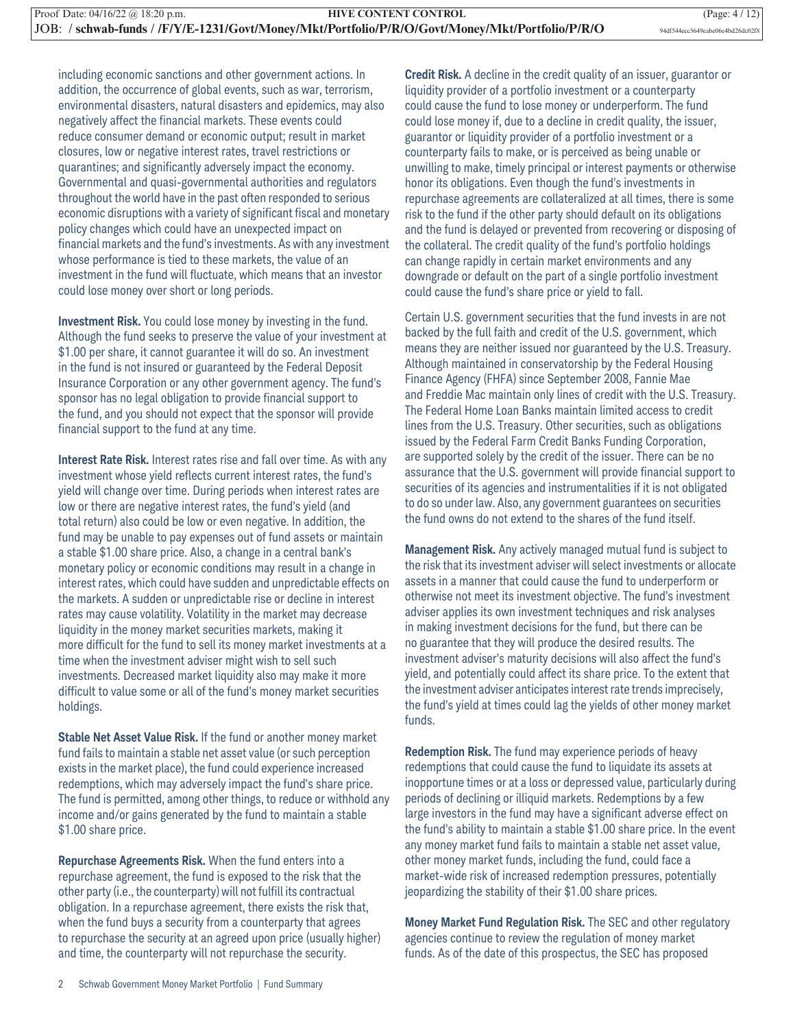including economic sanctions and other government actions. In addition, the occurrence of global events, such as war, terrorism, environmental disasters, natural disasters and epidemics, may also negatively affect the financial markets. These events could reduce consumer demand or economic output; result in market closures, low or negative interest rates, travel restrictions or quarantines; and significantly adversely impact the economy. Governmental and quasi-governmental authorities and regulators throughout the world have in the past often responded to serious economic disruptions with a variety of significant fiscal and monetary policy changes which could have an unexpected impact on financial markets and the fund's investments. As with any investment whose performance is tied to these markets, the value of an investment in the fund will fluctuate, which means that an investor could lose money over short or long periods.

**Investment Risk.** You could lose money by investing in the fund. Although the fund seeks to preserve the value of your investment at $1.00 per share, it cannot guarantee it will do so. An investment in the fund is not insured or guaranteed by the Federal Deposit Insurance Corporation or any other government agency. The fund's sponsor has no legal obligation to provide financial support to the fund, and you should not expect that the sponsor will provide financial support to the fund at any time.

**Interest Rate Risk.** Interest rates rise and fall over time. As with any investment whose yield reflects current interest rates, the fund's yield will change over time. During periods when interest rates are low or there are negative interest rates, the fund's yield (and total return) also could be low or even negative. In addition, the fund may be unable to pay expenses out of fund assets or maintain a stable $1.00 share price. Also, a change in a central bank's monetary policy or economic conditions may result in a change in interest rates, which could have sudden and unpredictable effects on the markets. A sudden or unpredictable rise or decline in interest rates may cause volatility. Volatility in the market may decrease liquidity in the money market securities markets, making it more difficult for the fund to sell its money market investments at a time when the investment adviser might wish to sell such investments. Decreased market liquidity also may make it more difficult to value some or all of the fund's money market securities holdings.

**Stable Net Asset Value Risk.** If the fund or another money market fund fails to maintain a stable net asset value (or such perception exists in the market place), the fund could experience increased redemptions, which may adversely impact the fund's share price. The fund is permitted, among other things, to reduce or withhold any income and/or gains generated by the fund to maintain a stable $1.00 share price.

**Repurchase Agreements Risk.** When the fund enters into a repurchase agreement, the fund is exposed to the risk that the other party (i.e., the counterparty) will not fulfill its contractual obligation. In a repurchase agreement, there exists the risk that, when the fund buys a security from a counterparty that agrees to repurchase the security at an agreed upon price (usually higher) and time, the counterparty will not repurchase the security.

**Credit Risk.** A decline in the credit quality of an issuer, guarantor or liquidity provider of a portfolio investment or a counterparty could cause the fund to lose money or underperform. The fund could lose money if, due to a decline in credit quality, the issuer, guarantor or liquidity provider of a portfolio investment or a counterparty fails to make, or is perceived as being unable or unwilling to make, timely principal or interest payments or otherwise honor its obligations. Even though the fund's investments in repurchase agreements are collateralized at all times, there is some risk to the fund if the other party should default on its obligations and the fund is delayed or prevented from recovering or disposing of the collateral. The credit quality of the fund's portfolio holdings can change rapidly in certain market environments and any downgrade or default on the part of a single portfolio investment could cause the fund's share price or yield to fall.

Certain U.S. government securities that the fund invests in are not backed by the full faith and credit of the U.S. government, which means they are neither issued nor guaranteed by the U.S. Treasury. Although maintained in conservatorship by the Federal Housing Finance Agency (FHFA) since September 2008, Fannie Mae and Freddie Mac maintain only lines of credit with the U.S. Treasury. The Federal Home Loan Banks maintain limited access to credit lines from the U.S. Treasury. Other securities, such as obligations issued by the Federal Farm Credit Banks Funding Corporation, are supported solely by the credit of the issuer. There can be no assurance that the U.S. government will provide financial support to securities of its agencies and instrumentalities if it is not obligated to do so under law. Also, any government guarantees on securities the fund owns do not extend to the shares of the fund itself.

**Management Risk.** Any actively managed mutual fund is subject to the risk that its investment adviser will select investments or allocate assets in a manner that could cause the fund to underperform or otherwise not meet its investment objective. The fund's investment adviser applies its own investment techniques and risk analyses in making investment decisions for the fund, but there can be no guarantee that they will produce the desired results. The investment adviser's maturity decisions will also affect the fund's yield, and potentially could affect its share price. To the extent that the investment adviser anticipates interest rate trends imprecisely, the fund's yield at times could lag the yields of other money market funds.

**Redemption Risk.** The fund may experience periods of heavy redemptions that could cause the fund to liquidate its assets at inopportune times or at a loss or depressed value, particularly during periods of declining or illiquid markets. Redemptions by a few large investors in the fund may have a significant adverse effect on the fund's ability to maintain a stable $1.00 share price. In the event any money market fund fails to maintain a stable net asset value, other money market funds, including the fund, could face a market-wide risk of increased redemption pressures, potentially jeopardizing the stability of their $1.00 share prices.

**Money Market Fund Regulation Risk.** The SEC and other regulatory agencies continue to review the regulation of money market funds. As of the date of this prospectus, the SEC has proposed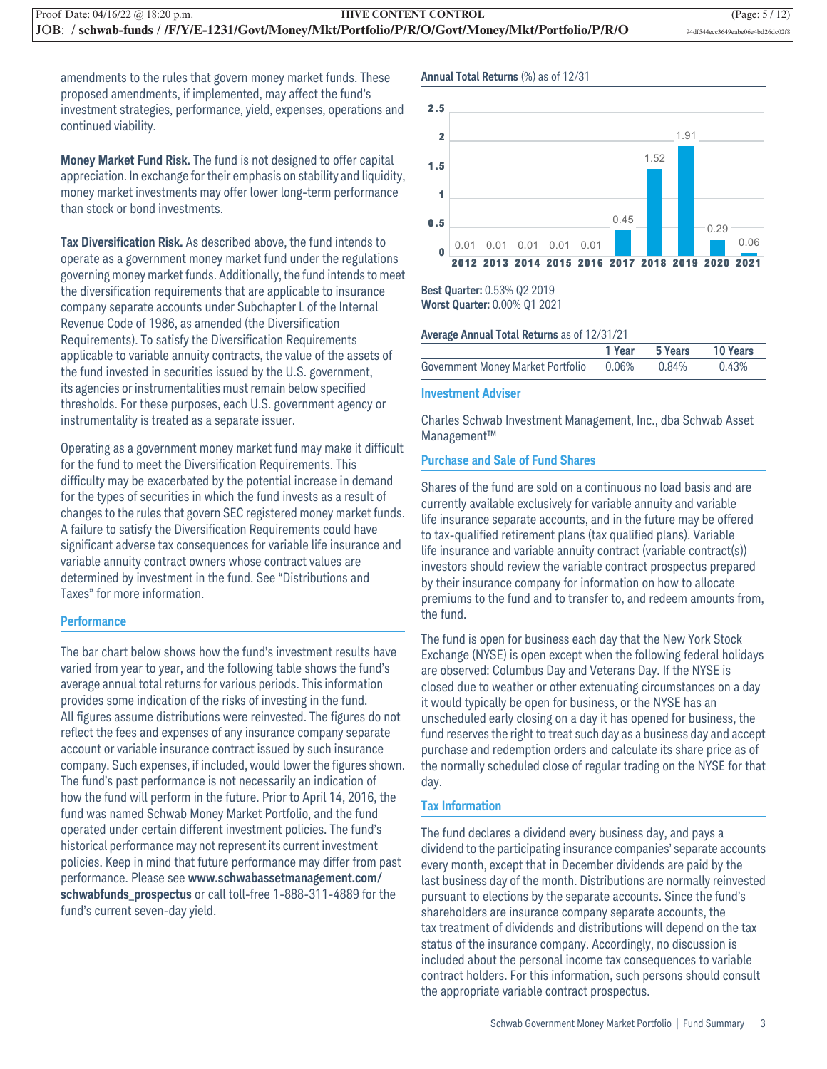amendments to the rules that govern money market funds. These proposed amendments, if implemented, may affect the fund's investment strategies, performance, yield, expenses, operations and continued viability.

**Money Market Fund Risk.** The fund is not designed to offer capital appreciation. In exchange for their emphasis on stability and liquidity, money market investments may offer lower long-term performance than stock or bond investments.

**Tax Diversification Risk.** As described above, the fund intends to operate as a government money market fund under the regulations governing money market funds. Additionally, the fund intends to meet the diversification requirements that are applicable to insurance company separate accounts under Subchapter L of the Internal Revenue Code of 1986, as amended (the Diversification Requirements). To satisfy the Diversification Requirements applicable to variable annuity contracts, the value of the assets of the fund invested in securities issued by the U.S. government, its agencies or instrumentalities must remain below specified thresholds. For these purposes, each U.S. government agency or instrumentality is treated as a separate issuer.

Operating as a government money market fund may make it difficult for the fund to meet the Diversification Requirements. This difficulty may be exacerbated by the potential increase in demand for the types of securities in which the fund invests as a result of changes to the rules that govern SEC registered money market funds. A failure to satisfy the Diversification Requirements could have significant adverse tax consequences for variable life insurance and variable annuity contract owners whose contract values are determined by investment in the fund. See "Distributions and Taxes" for more information.

## Performance

The bar chart below shows how the fund's investment results have varied from year to year, and the following table shows the fund's average annual total returns for various periods. This information provides some indication of the risks of investing in the fund. All figures assume distributions were reinvested. The figures do not reflect the fees and expenses of any insurance company separate account or variable insurance contract issued by such insurance company. Such expenses, if included, would lower the figures shown. The fund's past performance is not necessarily an indication of how the fund will perform in the future. Prior to April 14, 2016, the fund was named Schwab Money Market Portfolio, and the fund operated under certain different investment policies. The fund's historical performance may not represent its current investment policies. Keep in mind that future performance may differ from past performance. Please see **www.schwabassetmanagement.com/schwabfunds_prospectus** or call toll-free 1-888-311-4889 for the fund's current seven-day yield.

**Annual Total Returns** (%) as of 12/31

| 2012 | 2013 | 2014 | 2015 | 2016 | 2017 | 2018 | 2019 | 2020 | 2021 |
|---|---|---|---|---|---|---|---|---|---|
| 0.01 | 0.01 | 0.01 | 0.01 | 0.01 | 0.45 | 1.52 | 1.91 | 0.29 | 0.06 |

**Best Quarter:** 0.53% Q2 2019
**Worst Quarter:** 0.00% Q1 2021

**Average Annual Total Returns** as of 12/31/21

| | 1 Year | 5 Years | 10 Years |
|---|---|---|---|
| Government Money Market Portfolio | 0.06% | 0.84% | 0.43% |

## Investment Adviser

Charles Schwab Investment Management, Inc., dba Schwab Asset Management™

## Purchase and Sale of Fund Shares

Shares of the fund are sold on a continuous no load basis and are currently available exclusively for variable annuity and variable life insurance separate accounts, and in the future may be offered to tax-qualified retirement plans (tax qualified plans). Variable life insurance and variable annuity contract (variable contract(s)) investors should review the variable contract prospectus prepared by their insurance company for information on how to allocate premiums to the fund and to transfer to, and redeem amounts from, the fund.

The fund is open for business each day that the New York Stock Exchange (NYSE) is open except when the following federal holidays are observed: Columbus Day and Veterans Day. If the NYSE is closed due to weather or other extenuating circumstances on a day it would typically be open for business, or the NYSE has an unscheduled early closing on a day it has opened for business, the fund reserves the right to treat such day as a business day and accept purchase and redemption orders and calculate its share price as of the normally scheduled close of regular trading on the NYSE for that day.

## Tax Information

The fund declares a dividend every business day, and pays a dividend to the participating insurance companies' separate accounts every month, except that in December dividends are paid by the last business day of the month. Distributions are normally reinvested pursuant to elections by the separate accounts. Since the fund's shareholders are insurance company separate accounts, the tax treatment of dividends and distributions will depend on the tax status of the insurance company. Accordingly, no discussion is included about the personal income tax consequences to variable contract holders. For this information, such persons should consult the appropriate variable contract prospectus.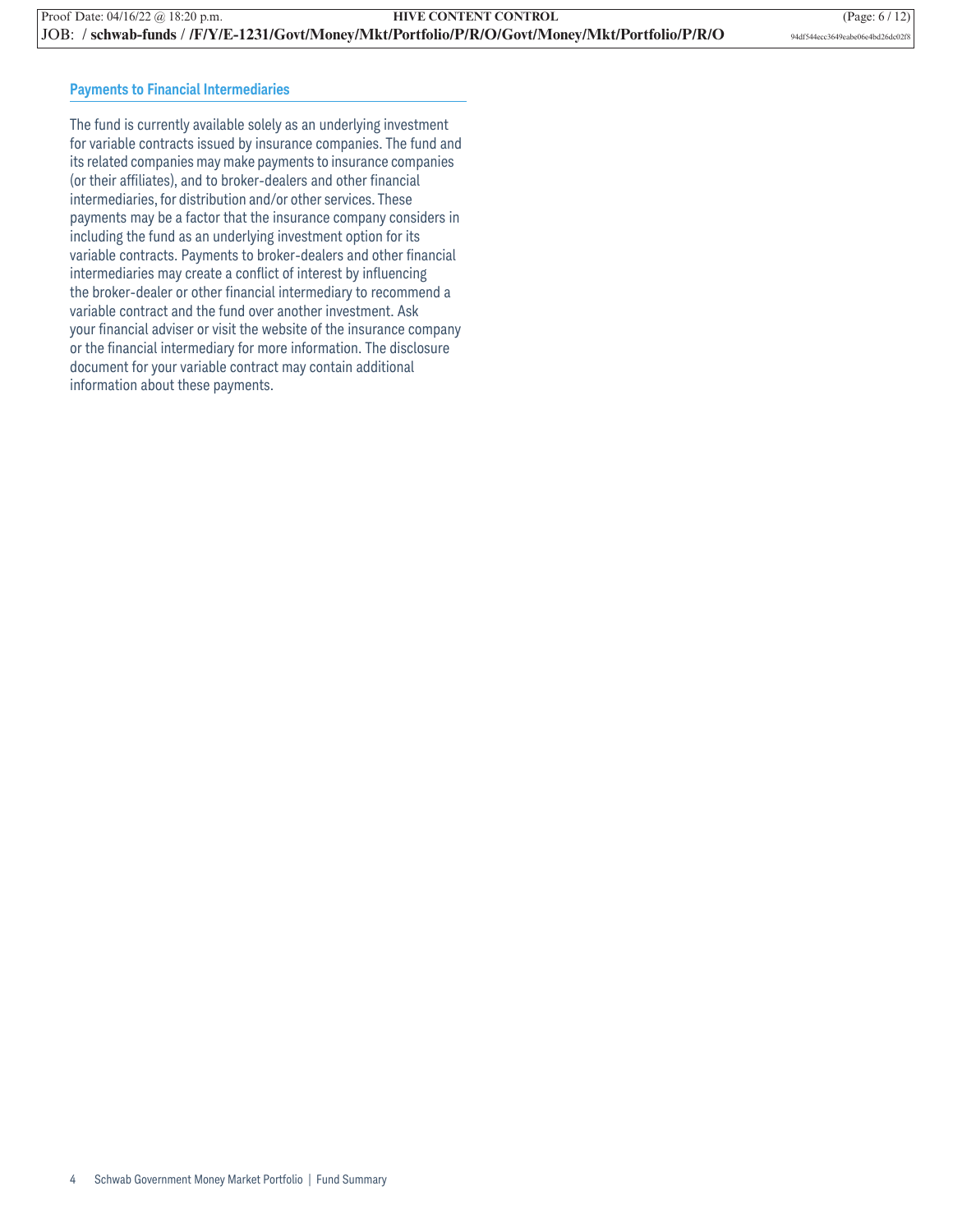## Payments to Financial Intermediaries

The fund is currently available solely as an underlying investment for variable contracts issued by insurance companies. The fund and its related companies may make payments to insurance companies (or their affiliates), and to broker-dealers and other financial intermediaries, for distribution and/or other services. These payments may be a factor that the insurance company considers in including the fund as an underlying investment option for its variable contracts. Payments to broker-dealers and other financial intermediaries may create a conflict of interest by influencing the broker-dealer or other financial intermediary to recommend a variable contract and the fund over another investment. Ask your financial adviser or visit the website of the insurance company or the financial intermediary for more information. The disclosure document for your variable contract may contain additional information about these payments.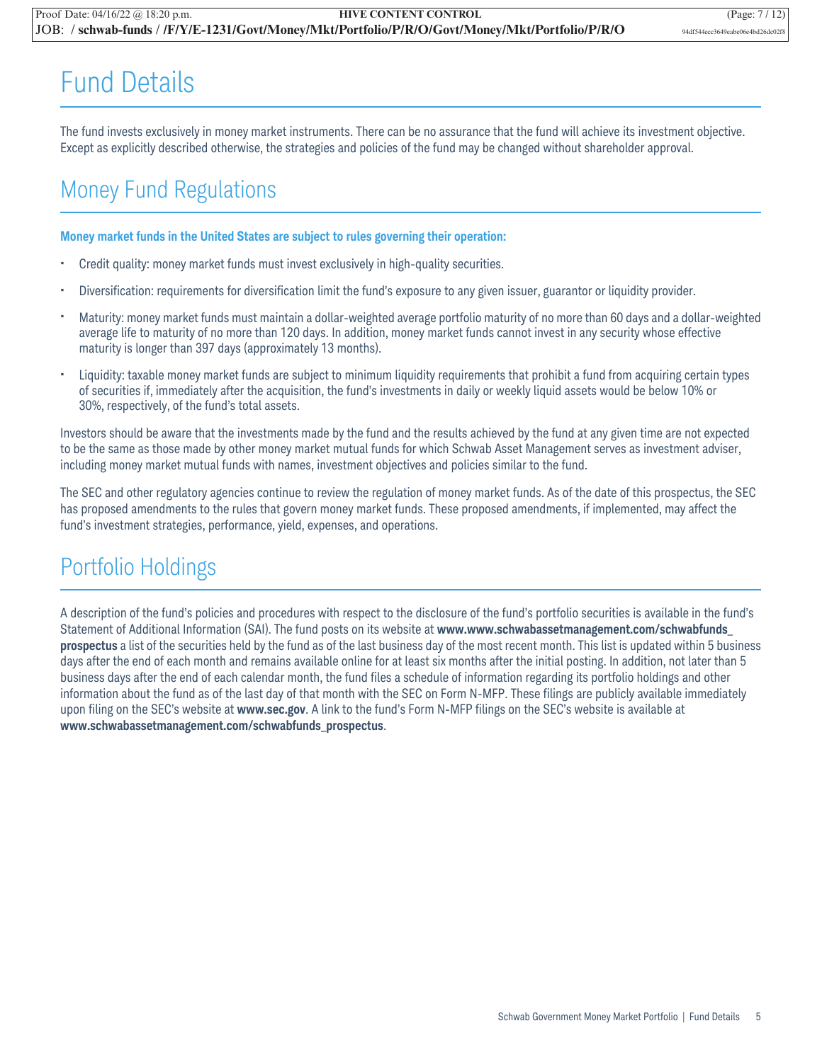# Fund Details

The fund invests exclusively in money market instruments. There can be no assurance that the fund will achieve its investment objective. Except as explicitly described otherwise, the strategies and policies of the fund may be changed without shareholder approval.

## Money Fund Regulations

**Money market funds in the United States are subject to rules governing their operation:**

- Credit quality: money market funds must invest exclusively in high-quality securities.
- Diversification: requirements for diversification limit the fund's exposure to any given issuer, guarantor or liquidity provider.
- Maturity: money market funds must maintain a dollar-weighted average portfolio maturity of no more than 60 days and a dollar-weighted average life to maturity of no more than 120 days. In addition, money market funds cannot invest in any security whose effective maturity is longer than 397 days (approximately 13 months).
- Liquidity: taxable money market funds are subject to minimum liquidity requirements that prohibit a fund from acquiring certain types of securities if, immediately after the acquisition, the fund's investments in daily or weekly liquid assets would be below 10% or 30%, respectively, of the fund's total assets.

Investors should be aware that the investments made by the fund and the results achieved by the fund at any given time are not expected to be the same as those made by other money market mutual funds for which Schwab Asset Management serves as investment adviser, including money market mutual funds with names, investment objectives and policies similar to the fund.

The SEC and other regulatory agencies continue to review the regulation of money market funds. As of the date of this prospectus, the SEC has proposed amendments to the rules that govern money market funds. These proposed amendments, if implemented, may affect the fund's investment strategies, performance, yield, expenses, and operations.

## Portfolio Holdings

A description of the fund's policies and procedures with respect to the disclosure of the fund's portfolio securities is available in the fund's Statement of Additional Information (SAI). The fund posts on its website at **www.www.schwabassetmanagement.com/schwabfunds_prospectus** a list of the securities held by the fund as of the last business day of the most recent month. This list is updated within 5 business days after the end of each month and remains available online for at least six months after the initial posting. In addition, not later than 5 business days after the end of each calendar month, the fund files a schedule of information regarding its portfolio holdings and other information about the fund as of the last day of that month with the SEC on Form N-MFP. These filings are publicly available immediately upon filing on the SEC's website at **www.sec.gov**. A link to the fund's Form N-MFP filings on the SEC's website is available at **www.schwabassetmanagement.com/schwabfunds_prospectus**.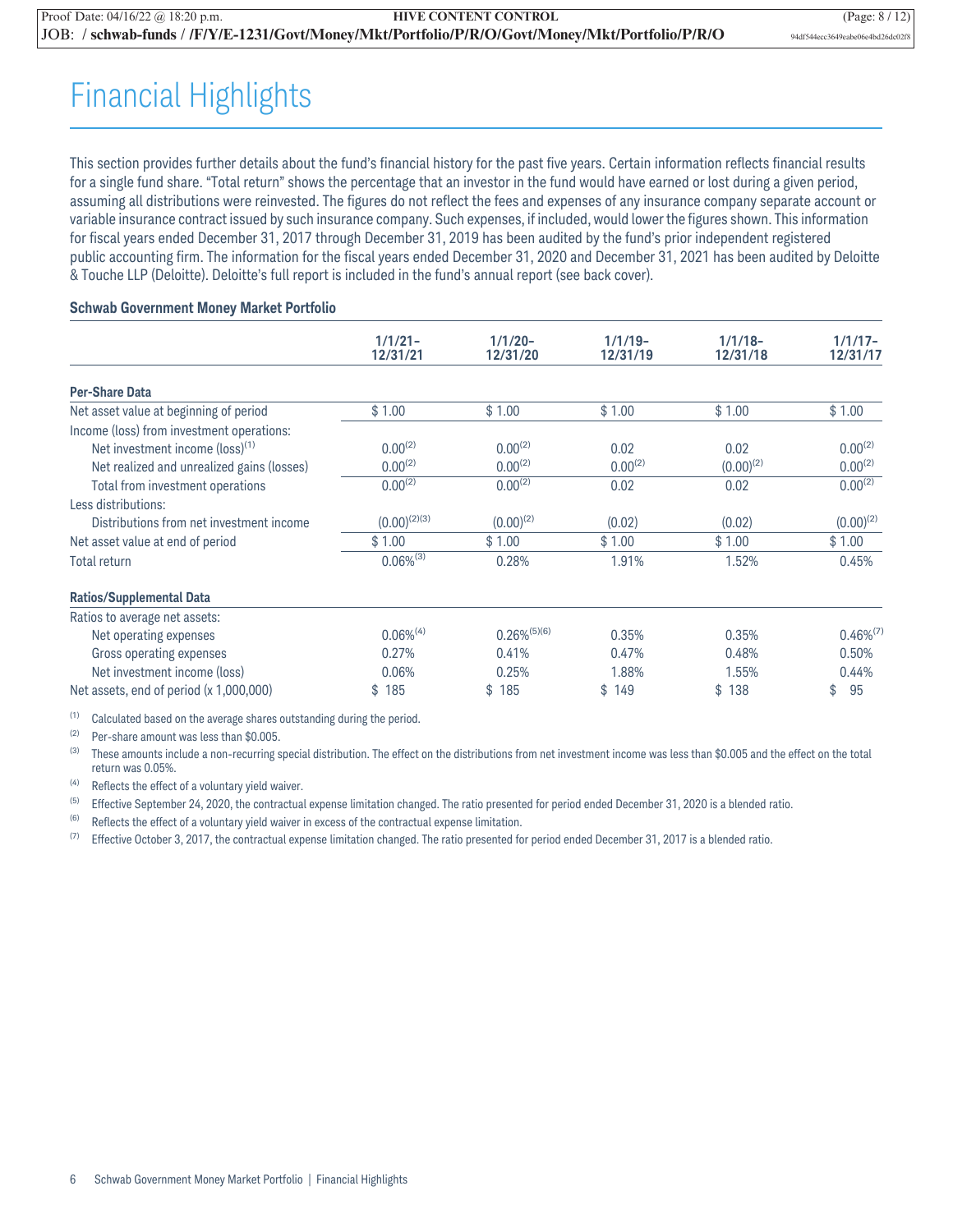# Financial Highlights

This section provides further details about the fund's financial history for the past five years. Certain information reflects financial results for a single fund share. "Total return" shows the percentage that an investor in the fund would have earned or lost during a given period, assuming all distributions were reinvested. The figures do not reflect the fees and expenses of any insurance company separate account or variable insurance contract issued by such insurance company. Such expenses, if included, would lower the figures shown. This information for fiscal years ended December 31, 2017 through December 31, 2019 has been audited by the fund's prior independent registered public accounting firm. The information for the fiscal years ended December 31, 2020 and December 31, 2021 has been audited by Deloitte & Touche LLP (Deloitte). Deloitte's full report is included in the fund's annual report (see back cover).

### Schwab Government Money Market Portfolio

| | 1/1/21–12/31/21 | 1/1/20–12/31/20 | 1/1/19–12/31/19 | 1/1/18–12/31/18 | 1/1/17–12/31/17 |
|---|---|---|---|---|---|
| **Per-Share Data** | | | | | |
| Net asset value at beginning of period | $ 1.00 | $ 1.00 | $ 1.00 | $ 1.00 | $ 1.00 |
| Income (loss) from investment operations: | | | | | |
| Net investment income (loss)[1] | 0.00[2] | 0.00[2] | 0.02 | 0.02 | 0.00[2] |
| Net realized and unrealized gains (losses) | 0.00[2] | 0.00[2] | 0.00[2] | (0.00)[2] | 0.00[2] |
| Total from investment operations | 0.00[2] | 0.00[2] | 0.02 | 0.02 | 0.00[2] |
| Less distributions: | | | | | |
| Distributions from net investment income | (0.00)[2][3] | (0.00)[2] | (0.02) | (0.02) | (0.00)[2] |
| Net asset value at end of period | $ 1.00 | $ 1.00 | $ 1.00 | $ 1.00 | $ 1.00 |
| Total return | 0.06%[3] | 0.28% | 1.91% | 1.52% | 0.45% |
| **Ratios/Supplemental Data** | | | | | |
| Ratios to average net assets: | | | | | |
| Net operating expenses | 0.06%[4] | 0.26%[5][6] | 0.35% | 0.35% | 0.46%[7] |
| Gross operating expenses | 0.27% | 0.41% | 0.47% | 0.48% | 0.50% |
| Net investment income (loss) | 0.06% | 0.25% | 1.88% | 1.55% | 0.44% |
| Net assets, end of period (x 1,000,000) | $ 185 | $ 185 | $ 149 | $ 138 | $ 95 |

[1] Calculated based on the average shares outstanding during the period.

[2] Per-share amount was less than $0.005.

[3] These amounts include a non-recurring special distribution. The effect on the distributions from net investment income was less than $0.005 and the effect on the total return was 0.05%.

[4] Reflects the effect of a voluntary yield waiver.

[5] Effective September 24, 2020, the contractual expense limitation changed. The ratio presented for period ended December 31, 2020 is a blended ratio.

[6] Reflects the effect of a voluntary yield waiver in excess of the contractual expense limitation.

[7] Effective October 3, 2017, the contractual expense limitation changed. The ratio presented for period ended December 31, 2017 is a blended ratio.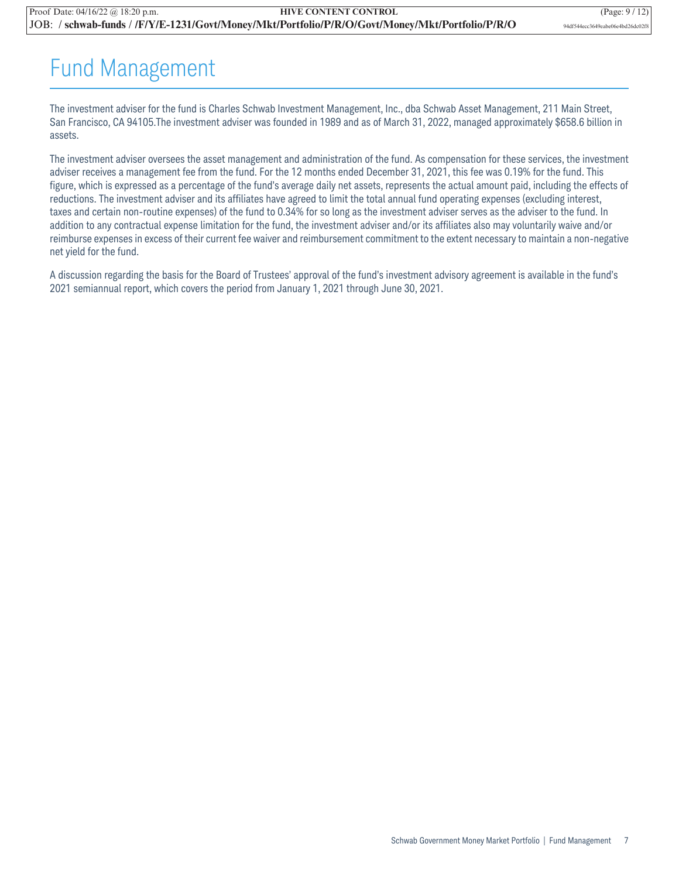# Fund Management

The investment adviser for the fund is Charles Schwab Investment Management, Inc., dba Schwab Asset Management, 211 Main Street, San Francisco, CA 94105.The investment adviser was founded in 1989 and as of March 31, 2022, managed approximately $658.6 billion in assets.

The investment adviser oversees the asset management and administration of the fund. As compensation for these services, the investment adviser receives a management fee from the fund. For the 12 months ended December 31, 2021, this fee was 0.19% for the fund. This figure, which is expressed as a percentage of the fund's average daily net assets, represents the actual amount paid, including the effects of reductions. The investment adviser and its affiliates have agreed to limit the total annual fund operating expenses (excluding interest, taxes and certain non-routine expenses) of the fund to 0.34% for so long as the investment adviser serves as the adviser to the fund. In addition to any contractual expense limitation for the fund, the investment adviser and/or its affiliates also may voluntarily waive and/or reimburse expenses in excess of their current fee waiver and reimbursement commitment to the extent necessary to maintain a non-negative net yield for the fund.

A discussion regarding the basis for the Board of Trustees' approval of the fund's investment advisory agreement is available in the fund's 2021 semiannual report, which covers the period from January 1, 2021 through June 30, 2021.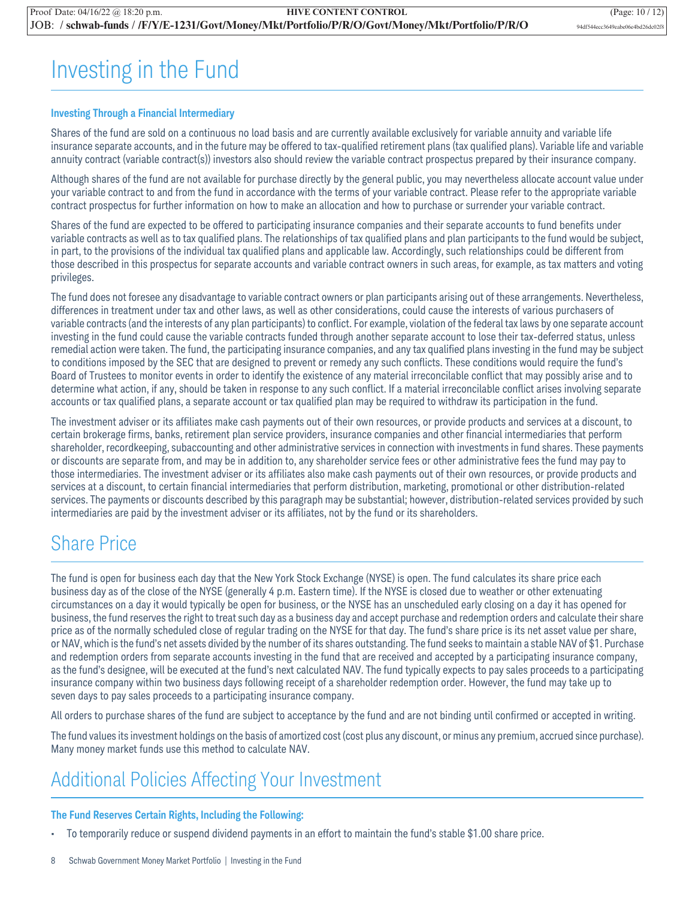# Investing in the Fund

### Investing Through a Financial Intermediary

Shares of the fund are sold on a continuous no load basis and are currently available exclusively for variable annuity and variable life insurance separate accounts, and in the future may be offered to tax-qualified retirement plans (tax qualified plans). Variable life and variable annuity contract (variable contract(s)) investors also should review the variable contract prospectus prepared by their insurance company.

Although shares of the fund are not available for purchase directly by the general public, you may nevertheless allocate account value under your variable contract to and from the fund in accordance with the terms of your variable contract. Please refer to the appropriate variable contract prospectus for further information on how to make an allocation and how to purchase or surrender your variable contract.

Shares of the fund are expected to be offered to participating insurance companies and their separate accounts to fund benefits under variable contracts as well as to tax qualified plans. The relationships of tax qualified plans and plan participants to the fund would be subject, in part, to the provisions of the individual tax qualified plans and applicable law. Accordingly, such relationships could be different from those described in this prospectus for separate accounts and variable contract owners in such areas, for example, as tax matters and voting privileges.

The fund does not foresee any disadvantage to variable contract owners or plan participants arising out of these arrangements. Nevertheless, differences in treatment under tax and other laws, as well as other considerations, could cause the interests of various purchasers of variable contracts (and the interests of any plan participants) to conflict. For example, violation of the federal tax laws by one separate account investing in the fund could cause the variable contracts funded through another separate account to lose their tax-deferred status, unless remedial action were taken. The fund, the participating insurance companies, and any tax qualified plans investing in the fund may be subject to conditions imposed by the SEC that are designed to prevent or remedy any such conflicts. These conditions would require the fund's Board of Trustees to monitor events in order to identify the existence of any material irreconcilable conflict that may possibly arise and to determine what action, if any, should be taken in response to any such conflict. If a material irreconcilable conflict arises involving separate accounts or tax qualified plans, a separate account or tax qualified plan may be required to withdraw its participation in the fund.

The investment adviser or its affiliates make cash payments out of their own resources, or provide products and services at a discount, to certain brokerage firms, banks, retirement plan service providers, insurance companies and other financial intermediaries that perform shareholder, recordkeeping, subaccounting and other administrative services in connection with investments in fund shares. These payments or discounts are separate from, and may be in addition to, any shareholder service fees or other administrative fees the fund may pay to those intermediaries. The investment adviser or its affiliates also make cash payments out of their own resources, or provide products and services at a discount, to certain financial intermediaries that perform distribution, marketing, promotional or other distribution-related services. The payments or discounts described by this paragraph may be substantial; however, distribution-related services provided by such intermediaries are paid by the investment adviser or its affiliates, not by the fund or its shareholders.

# Share Price

The fund is open for business each day that the New York Stock Exchange (NYSE) is open. The fund calculates its share price each business day as of the close of the NYSE (generally 4 p.m. Eastern time). If the NYSE is closed due to weather or other extenuating circumstances on a day it would typically be open for business, or the NYSE has an unscheduled early closing on a day it has opened for business, the fund reserves the right to treat such day as a business day and accept purchase and redemption orders and calculate their share price as of the normally scheduled close of regular trading on the NYSE for that day. The fund's share price is its net asset value per share, or NAV, which is the fund's net assets divided by the number of its shares outstanding. The fund seeks to maintain a stable NAV of $1. Purchase and redemption orders from separate accounts investing in the fund that are received and accepted by a participating insurance company, as the fund's designee, will be executed at the fund's next calculated NAV. The fund typically expects to pay sales proceeds to a participating insurance company within two business days following receipt of a shareholder redemption order. However, the fund may take up to seven days to pay sales proceeds to a participating insurance company.

All orders to purchase shares of the fund are subject to acceptance by the fund and are not binding until confirmed or accepted in writing.

The fund values its investment holdings on the basis of amortized cost (cost plus any discount, or minus any premium, accrued since purchase). Many money market funds use this method to calculate NAV.

# Additional Policies Affecting Your Investment

### The Fund Reserves Certain Rights, Including the Following:

- To temporarily reduce or suspend dividend payments in an effort to maintain the fund's stable $1.00 share price.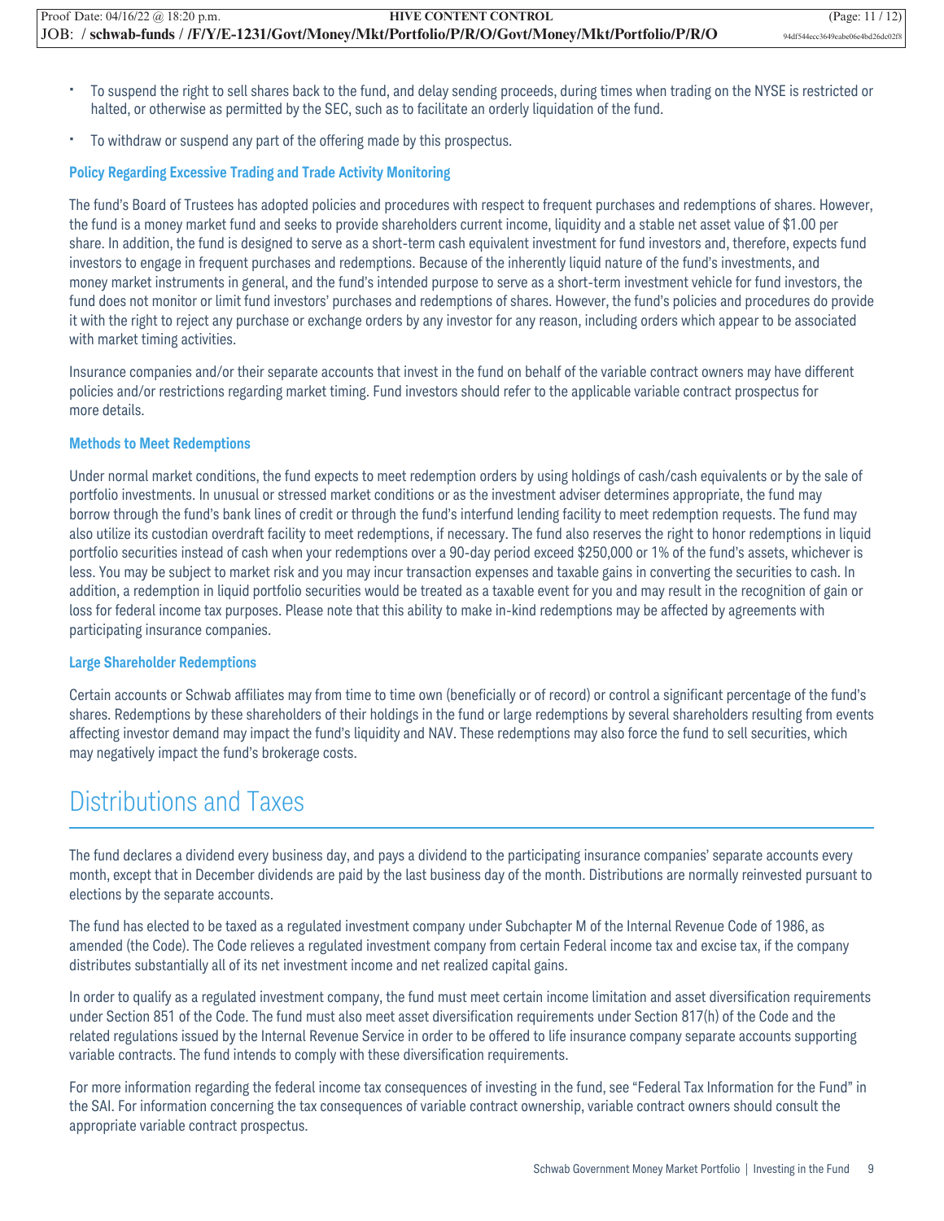- To suspend the right to sell shares back to the fund, and delay sending proceeds, during times when trading on the NYSE is restricted or halted, or otherwise as permitted by the SEC, such as to facilitate an orderly liquidation of the fund.
- To withdraw or suspend any part of the offering made by this prospectus.

### Policy Regarding Excessive Trading and Trade Activity Monitoring

The fund's Board of Trustees has adopted policies and procedures with respect to frequent purchases and redemptions of shares. However, the fund is a money market fund and seeks to provide shareholders current income, liquidity and a stable net asset value of $1.00 per share. In addition, the fund is designed to serve as a short-term cash equivalent investment for fund investors and, therefore, expects fund investors to engage in frequent purchases and redemptions. Because of the inherently liquid nature of the fund's investments, and money market instruments in general, and the fund's intended purpose to serve as a short-term investment vehicle for fund investors, the fund does not monitor or limit fund investors' purchases and redemptions of shares. However, the fund's policies and procedures do provide it with the right to reject any purchase or exchange orders by any investor for any reason, including orders which appear to be associated with market timing activities.

Insurance companies and/or their separate accounts that invest in the fund on behalf of the variable contract owners may have different policies and/or restrictions regarding market timing. Fund investors should refer to the applicable variable contract prospectus for more details.

### Methods to Meet Redemptions

Under normal market conditions, the fund expects to meet redemption orders by using holdings of cash/cash equivalents or by the sale of portfolio investments. In unusual or stressed market conditions or as the investment adviser determines appropriate, the fund may borrow through the fund's bank lines of credit or through the fund's interfund lending facility to meet redemption requests. The fund may also utilize its custodian overdraft facility to meet redemptions, if necessary. The fund also reserves the right to honor redemptions in liquid portfolio securities instead of cash when your redemptions over a 90-day period exceed $250,000 or 1% of the fund's assets, whichever is less. You may be subject to market risk and you may incur transaction expenses and taxable gains in converting the securities to cash. In addition, a redemption in liquid portfolio securities would be treated as a taxable event for you and may result in the recognition of gain or loss for federal income tax purposes. Please note that this ability to make in-kind redemptions may be affected by agreements with participating insurance companies.

### Large Shareholder Redemptions

Certain accounts or Schwab affiliates may from time to time own (beneficially or of record) or control a significant percentage of the fund's shares. Redemptions by these shareholders of their holdings in the fund or large redemptions by several shareholders resulting from events affecting investor demand may impact the fund's liquidity and NAV. These redemptions may also force the fund to sell securities, which may negatively impact the fund's brokerage costs.

## Distributions and Taxes

The fund declares a dividend every business day, and pays a dividend to the participating insurance companies' separate accounts every month, except that in December dividends are paid by the last business day of the month. Distributions are normally reinvested pursuant to elections by the separate accounts.

The fund has elected to be taxed as a regulated investment company under Subchapter M of the Internal Revenue Code of 1986, as amended (the Code). The Code relieves a regulated investment company from certain Federal income tax and excise tax, if the company distributes substantially all of its net investment income and net realized capital gains.

In order to qualify as a regulated investment company, the fund must meet certain income limitation and asset diversification requirements under Section 851 of the Code. The fund must also meet asset diversification requirements under Section 817(h) of the Code and the related regulations issued by the Internal Revenue Service in order to be offered to life insurance company separate accounts supporting variable contracts. The fund intends to comply with these diversification requirements.

For more information regarding the federal income tax consequences of investing in the fund, see "Federal Tax Information for the Fund" in the SAI. For information concerning the tax consequences of variable contract ownership, variable contract owners should consult the appropriate variable contract prospectus.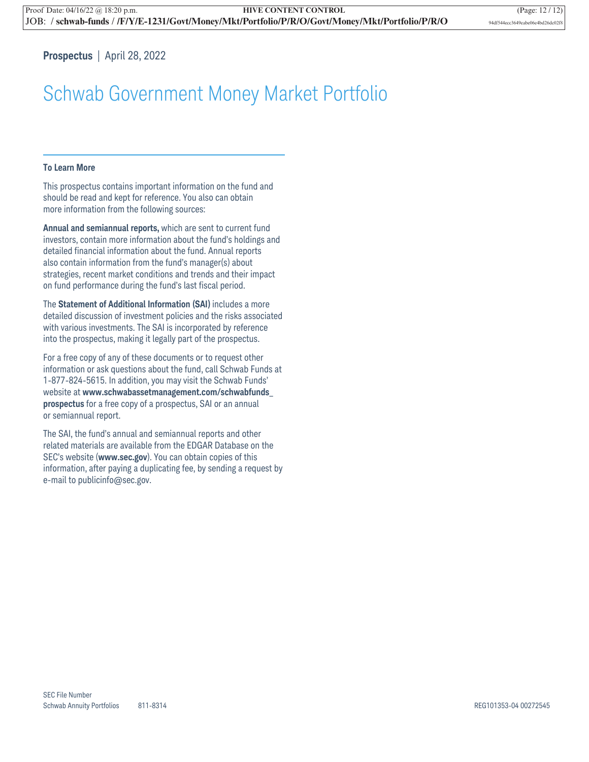**Prospectus** | April 28, 2022

# Schwab Government Money Market Portfolio

### To Learn More

This prospectus contains important information on the fund and should be read and kept for reference. You also can obtain more information from the following sources:

**Annual and semiannual reports,** which are sent to current fund investors, contain more information about the fund's holdings and detailed financial information about the fund. Annual reports also contain information from the fund's manager(s) about strategies, recent market conditions and trends and their impact on fund performance during the fund's last fiscal period.

The **Statement of Additional Information (SAI)** includes a more detailed discussion of investment policies and the risks associated with various investments. The SAI is incorporated by reference into the prospectus, making it legally part of the prospectus.

For a free copy of any of these documents or to request other information or ask questions about the fund, call Schwab Funds at 1-877-824-5615. In addition, you may visit the Schwab Funds' website at **www.schwabassetmanagement.com/schwabfunds_prospectus** for a free copy of a prospectus, SAI or an annual or semiannual report.

The SAI, the fund's annual and semiannual reports and other related materials are available from the EDGAR Database on the SEC's website (**www.sec.gov**). You can obtain copies of this information, after paying a duplicating fee, by sending a request by e-mail to publicinfo@sec.gov.

SEC File Number
Schwab Annuity Portfolios 811-8314

REG101353-04 00272545